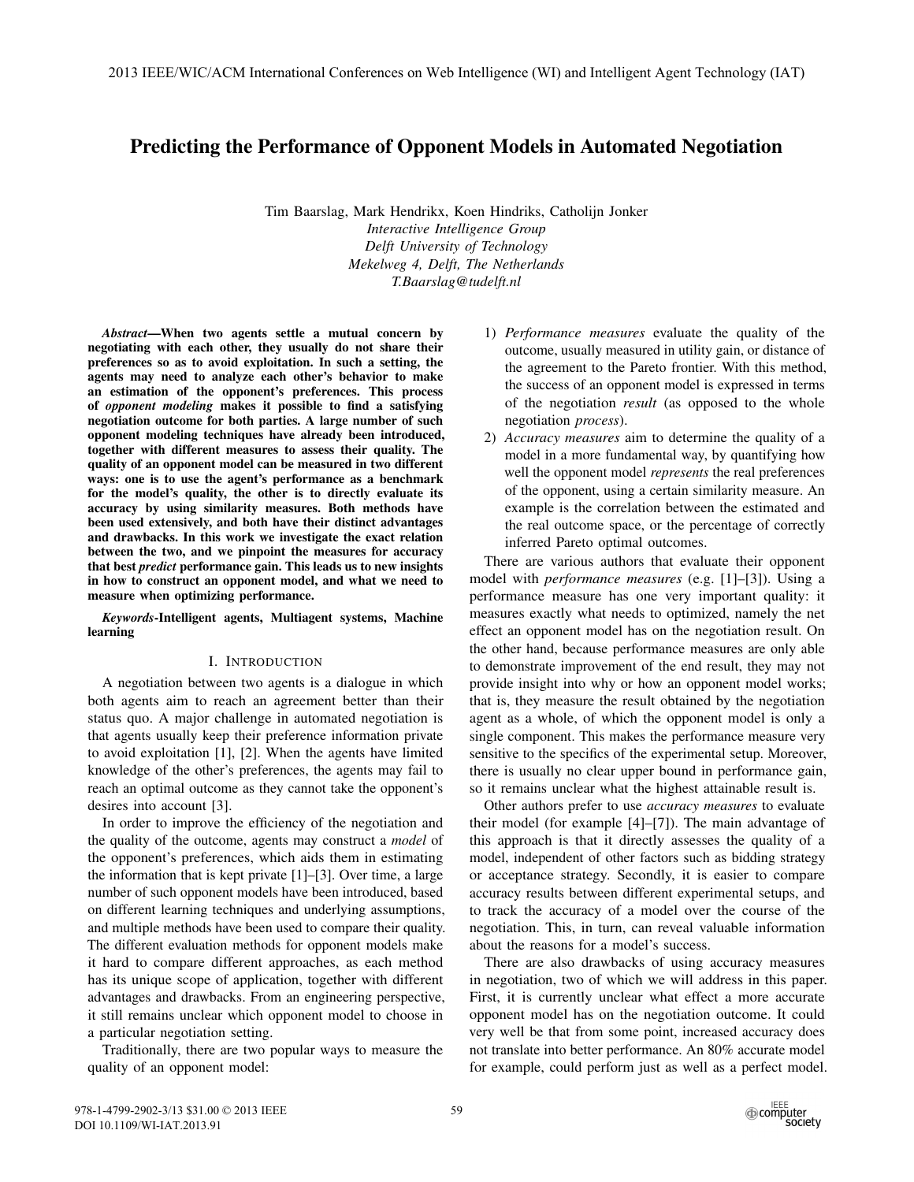# Predicting the Performance of Opponent Models in Automated Negotiation

Tim Baarslag, Mark Hendrikx, Koen Hindriks, Catholijn Jonker
*Interactive Intelligence Group*
*Delft University of Technology*
*Mekelweg 4, Delft, The Netherlands*
*T.Baarslag@tudelft.nl*

***Abstract*—When two agents settle a mutual concern by negotiating with each other, they usually do not share their preferences so as to avoid exploitation. In such a setting, the agents may need to analyze each other's behavior to make an estimation of the opponent's preferences. This process of *opponent modeling* makes it possible to find a satisfying negotiation outcome for both parties. A large number of such opponent modeling techniques have already been introduced, together with different measures to assess their quality. The quality of an opponent model can be measured in two different ways: one is to use the agent's performance as a benchmark for the model's quality, the other is to directly evaluate its accuracy by using similarity measures. Both methods have been used extensively, and both have their distinct advantages and drawbacks. In this work we investigate the exact relation between the two, and we pinpoint the measures for accuracy that best *predict* performance gain. This leads us to new insights in how to construct an opponent model, and what we need to measure when optimizing performance.**

***Keywords*-Intelligent agents, Multiagent systems, Machine learning**

## I. Introduction

A negotiation between two agents is a dialogue in which both agents aim to reach an agreement better than their status quo. A major challenge in automated negotiation is that agents usually keep their preference information private to avoid exploitation [1], [2]. When the agents have limited knowledge of the other's preferences, the agents may fail to reach an optimal outcome as they cannot take the opponent's desires into account [3].

In order to improve the efficiency of the negotiation and the quality of the outcome, agents may construct a *model* of the opponent's preferences, which aids them in estimating the information that is kept private [1]–[3]. Over time, a large number of such opponent models have been introduced, based on different learning techniques and underlying assumptions, and multiple methods have been used to compare their quality. The different evaluation methods for opponent models make it hard to compare different approaches, as each method has its unique scope of application, together with different advantages and drawbacks. From an engineering perspective, it still remains unclear which opponent model to choose in a particular negotiation setting.

Traditionally, there are two popular ways to measure the quality of an opponent model:

1) *Performance measures* evaluate the quality of the outcome, usually measured in utility gain, or distance of the agreement to the Pareto frontier. With this method, the success of an opponent model is expressed in terms of the negotiation *result* (as opposed to the whole negotiation *process*).
2) *Accuracy measures* aim to determine the quality of a model in a more fundamental way, by quantifying how well the opponent model *represents* the real preferences of the opponent, using a certain similarity measure. An example is the correlation between the estimated and the real outcome space, or the percentage of correctly inferred Pareto optimal outcomes.

There are various authors that evaluate their opponent model with *performance measures* (e.g. [1]–[3]). Using a performance measure has one very important quality: it measures exactly what needs to optimized, namely the net effect an opponent model has on the negotiation result. On the other hand, because performance measures are only able to demonstrate improvement of the end result, they may not provide insight into why or how an opponent model works; that is, they measure the result obtained by the negotiation agent as a whole, of which the opponent model is only a single component. This makes the performance measure very sensitive to the specifics of the experimental setup. Moreover, there is usually no clear upper bound in performance gain, so it remains unclear what the highest attainable result is.

Other authors prefer to use *accuracy measures* to evaluate their model (for example [4]–[7]). The main advantage of this approach is that it directly assesses the quality of a model, independent of other factors such as bidding strategy or acceptance strategy. Secondly, it is easier to compare accuracy results between different experimental setups, and to track the accuracy of a model over the course of the negotiation. This, in turn, can reveal valuable information about the reasons for a model's success.

There are also drawbacks of using accuracy measures in negotiation, two of which we will address in this paper. First, it is currently unclear what effect a more accurate opponent model has on the negotiation outcome. It could very well be that from some point, increased accuracy does not translate into better performance. An 80% accurate model for example, could perform just as well as a perfect model.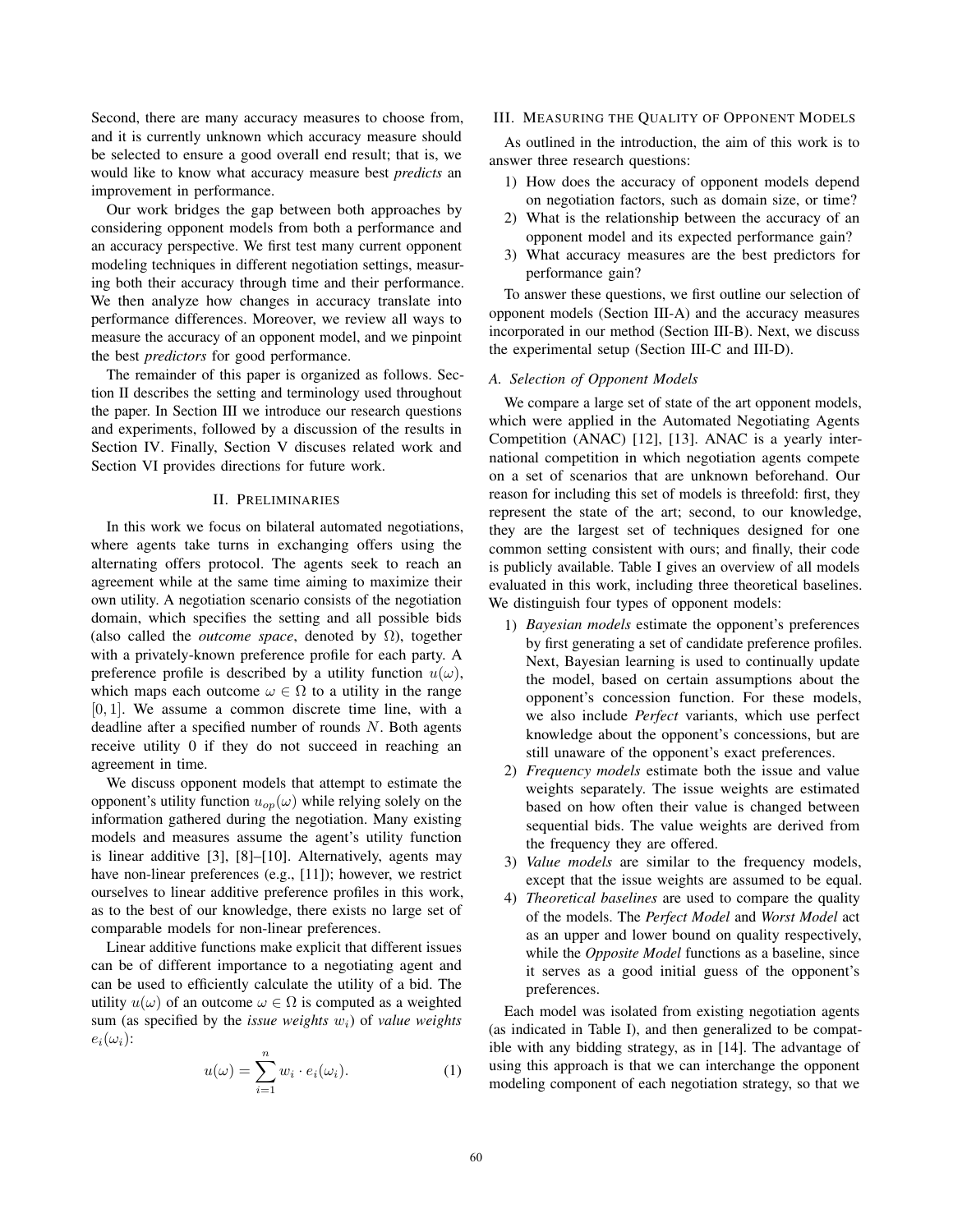Second, there are many accuracy measures to choose from, and it is currently unknown which accuracy measure should be selected to ensure a good overall end result; that is, we would like to know what accuracy measure best *predicts* an improvement in performance.

Our work bridges the gap between both approaches by considering opponent models from both a performance and an accuracy perspective. We first test many current opponent modeling techniques in different negotiation settings, measuring both their accuracy through time and their performance. We then analyze how changes in accuracy translate into performance differences. Moreover, we review all ways to measure the accuracy of an opponent model, and we pinpoint the best *predictors* for good performance.

The remainder of this paper is organized as follows. Section II describes the setting and terminology used throughout the paper. In Section III we introduce our research questions and experiments, followed by a discussion of the results in Section IV. Finally, Section V discuses related work and Section VI provides directions for future work.

## II. Preliminaries

In this work we focus on bilateral automated negotiations, where agents take turns in exchanging offers using the alternating offers protocol. The agents seek to reach an agreement while at the same time aiming to maximize their own utility. A negotiation scenario consists of the negotiation domain, which specifies the setting and all possible bids (also called the *outcome space*, denoted by $\Omega$), together with a privately-known preference profile for each party. A preference profile is described by a utility function $u(\omega)$, which maps each outcome $\omega \in \Omega$ to a utility in the range $[0, 1]$. We assume a common discrete time line, with a deadline after a specified number of rounds $N$. Both agents receive utility 0 if they do not succeed in reaching an agreement in time.

We discuss opponent models that attempt to estimate the opponent's utility function $u_{op}(\omega)$ while relying solely on the information gathered during the negotiation. Many existing models and measures assume the agent's utility function is linear additive [3], [8]–[10]. Alternatively, agents may have non-linear preferences (e.g., [11]); however, we restrict ourselves to linear additive preference profiles in this work, as to the best of our knowledge, there exists no large set of comparable models for non-linear preferences.

Linear additive functions make explicit that different issues can be of different importance to a negotiating agent and can be used to efficiently calculate the utility of a bid. The utility $u(\omega)$ of an outcome $\omega \in \Omega$ is computed as a weighted sum (as specified by the *issue weights* $w_i$) of *value weights* $e_i(\omega_i)$:

$$u(\omega) = \sum_{i=1}^{n} w_i \cdot e_i(\omega_i). \tag{1}$$

## III. Measuring the Quality of Opponent Models

As outlined in the introduction, the aim of this work is to answer three research questions:

1) How does the accuracy of opponent models depend on negotiation factors, such as domain size, or time?
2) What is the relationship between the accuracy of an opponent model and its expected performance gain?
3) What accuracy measures are the best predictors for performance gain?

To answer these questions, we first outline our selection of opponent models (Section III-A) and the accuracy measures incorporated in our method (Section III-B). Next, we discuss the experimental setup (Section III-C and III-D).

### A. Selection of Opponent Models

We compare a large set of state of the art opponent models, which were applied in the Automated Negotiating Agents Competition (ANAC) [12], [13]. ANAC is a yearly international competition in which negotiation agents compete on a set of scenarios that are unknown beforehand. Our reason for including this set of models is threefold: first, they represent the state of the art; second, to our knowledge, they are the largest set of techniques designed for one common setting consistent with ours; and finally, their code is publicly available. Table I gives an overview of all models evaluated in this work, including three theoretical baselines. We distinguish four types of opponent models:

1) *Bayesian models* estimate the opponent's preferences by first generating a set of candidate preference profiles. Next, Bayesian learning is used to continually update the model, based on certain assumptions about the opponent's concession function. For these models, we also include *Perfect* variants, which use perfect knowledge about the opponent's concessions, but are still unaware of the opponent's exact preferences.
2) *Frequency models* estimate both the issue and value weights separately. The issue weights are estimated based on how often their value is changed between sequential bids. The value weights are derived from the frequency they are offered.
3) *Value models* are similar to the frequency models, except that the issue weights are assumed to be equal.
4) *Theoretical baselines* are used to compare the quality of the models. The *Perfect Model* and *Worst Model* act as an upper and lower bound on quality respectively, while the *Opposite Model* functions as a baseline, since it serves as a good initial guess of the opponent's preferences.

Each model was isolated from existing negotiation agents (as indicated in Table I), and then generalized to be compatible with any bidding strategy, as in [14]. The advantage of using this approach is that we can interchange the opponent modeling component of each negotiation strategy, so that we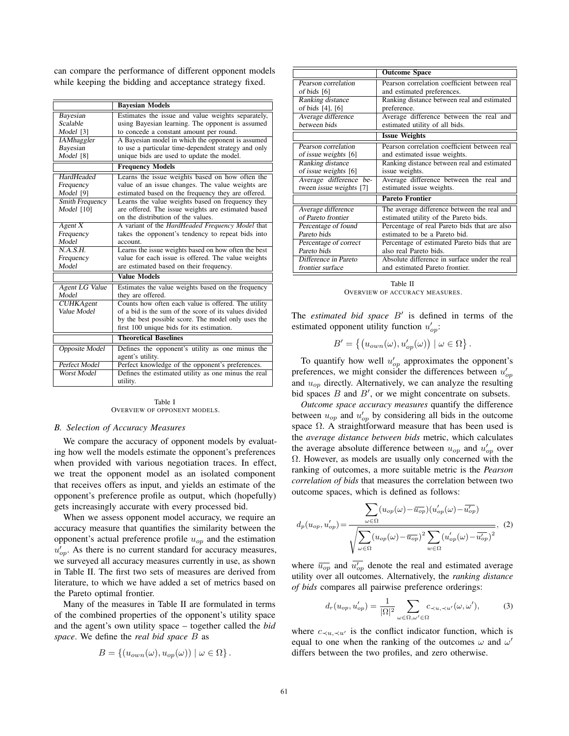can compare the performance of different opponent models while keeping the bidding and acceptance strategy fixed.

| | **Bayesian Models** |
|---|---|
| *Bayesian Scalable Model* [3] | Estimates the issue and value weights separately, using Bayesian learning. The opponent is assumed to concede a constant amount per round. |
| *IAMhaggler Bayesian Model* [8] | A Bayesian model in which the opponent is assumed to use a particular time-dependent strategy and only unique bids are used to update the model. |
| | **Frequency Models** |
| *HardHeaded Frequency Model* [9] | Learns the issue weights based on how often the value of an issue changes. The value weights are estimated based on the frequency they are offered. |
| *Smith Frequency Model* [10] | Learns the value weights based on frequency they are offered. The issue weights are estimated based on the distribution of the values. |
| *Agent X Frequency Model* | A variant of the *HardHeaded Frequency Model* that takes the opponent's tendency to repeat bids into account. |
| *N.A.S.H. Frequency Model* | Learns the issue weights based on how often the best value for each issue is offered. The value weights are estimated based on their frequency. |
| | **Value Models** |
| *Agent LG Value Model* | Estimates the value weights based on the frequency they are offered. |
| *CUHKAgent Value Model* | Counts how often each value is offered. The utility of a bid is the sum of the score of its values divided by the best possible score. The model only uses the first 100 unique bids for its estimation. |
| | **Theoretical Baselines** |
| *Opposite Model* | Defines the opponent's utility as one minus the agent's utility. |
| *Perfect Model* | Perfect knowledge of the opponent's preferences. |
| *Worst Model* | Defines the estimated utility as one minus the real utility. |

Table I
OVERVIEW OF OPPONENT MODELS.

### B. Selection of Accuracy Measures

We compare the accuracy of opponent models by evaluating how well the models estimate the opponent's preferences when provided with various negotiation traces. In effect, we treat the opponent model as an isolated component that receives offers as input, and yields an estimate of the opponent's preference profile as output, which (hopefully) gets increasingly accurate with every processed bid.

When we assess opponent model accuracy, we require an accuracy measure that quantifies the similarity between the opponent's actual preference profile $u_{op}$ and the estimation $u'_{op}$. As there is no current standard for accuracy measures, we surveyed all accuracy measures currently in use, as shown in Table II. The first two sets of measures are derived from literature, to which we have added a set of metrics based on the Pareto optimal frontier.

Many of the measures in Table II are formulated in terms of the combined properties of the opponent's utility space and the agent's own utility space – together called the *bid space*. We define the *real bid space* $B$ as

$$B = \{(u_{own}(\omega), u_{op}(\omega)) \mid \omega \in \Omega\}.$$

| | **Outcome Space** |
|---|---|
| *Pearson correlation of bids* [6] | Pearson correlation coefficient between real and estimated preferences. |
| *Ranking distance of bids* [4], [6] | Ranking distance between real and estimated preference. |
| *Average difference between bids* | Average difference between the real and estimated utility of all bids. |
| | **Issue Weights** |
| *Pearson correlation of issue weights* [6] | Pearson correlation coefficient between real and estimated issue weights. |
| *Ranking distance of issue weights* [6] | Ranking distance between real and estimated issue weights. |
| *Average difference between issue weights* [7] | Average difference between the real and estimated issue weights. |
| | **Pareto Frontier** |
| *Average difference of Pareto frontier* | The average difference between the real and estimated utility of the Pareto bids. |
| *Percentage of found Pareto bids* | Percentage of real Pareto bids that are also estimated to be a Pareto bid. |
| *Percentage of correct Pareto bids* | Percentage of estimated Pareto bids that are also real Pareto bids. |
| *Difference in Pareto frontier surface* | Absolute difference in surface under the real and estimated Pareto frontier. |

Table II
OVERVIEW OF ACCURACY MEASURES.

The *estimated bid space* $B'$ is defined in terms of the estimated opponent utility function $u'_{op}$:

$$B' = \{(u_{own}(\omega), u'_{op}(\omega)) \mid \omega \in \Omega\}.$$

To quantify how well $u'_{op}$ approximates the opponent's preferences, we might consider the differences between $u'_{op}$ and $u_{op}$ directly. Alternatively, we can analyze the resulting bid spaces $B$ and $B'$, or we might concentrate on subsets.

*Outcome space accuracy measures* quantify the difference between $u_{op}$ and $u'_{op}$ by considering all bids in the outcome space $\Omega$. A straightforward measure that has been used is the *average distance between bids* metric, which calculates the average absolute difference between $u_{op}$ and $u'_{op}$ over $\Omega$. However, as models are usually only concerned with the ranking of outcomes, a more suitable metric is the *Pearson correlation of bids* that measures the correlation between two outcome spaces, which is defined as follows:

$$d_p(u_{op}, u'_{op}) = \frac{\sum_{\omega \in \Omega} (u_{op}(\omega) - \overline{u_{op}})(u'_{op}(\omega) - \overline{u'_{op}})}{\sqrt{\sum_{\omega \in \Omega} (u_{op}(\omega) - \overline{u_{op}})^2 \sum_{w \in \Omega} (u'_{op}(\omega) - \overline{u'_{op}})^2}}, \quad (2)$$

where $\overline{u_{op}}$ and $\overline{u'_{op}}$ denote the real and estimated average utility over all outcomes. Alternatively, the *ranking distance of bids* compares all pairwise preference orderings:

$$d_r(u_{op}, u'_{op}) = \frac{1}{|\Omega|^2} \sum_{\omega \in \Omega, \omega' \in \Omega} c_{\prec_u, \prec_{u'}}(\omega, \omega'), \quad (3)$$

where $c_{\prec_u, \prec_{u'}}$ is the conflict indicator function, which is equal to one when the ranking of the outcomes $\omega$ and $\omega'$ differs between the two profiles, and zero otherwise.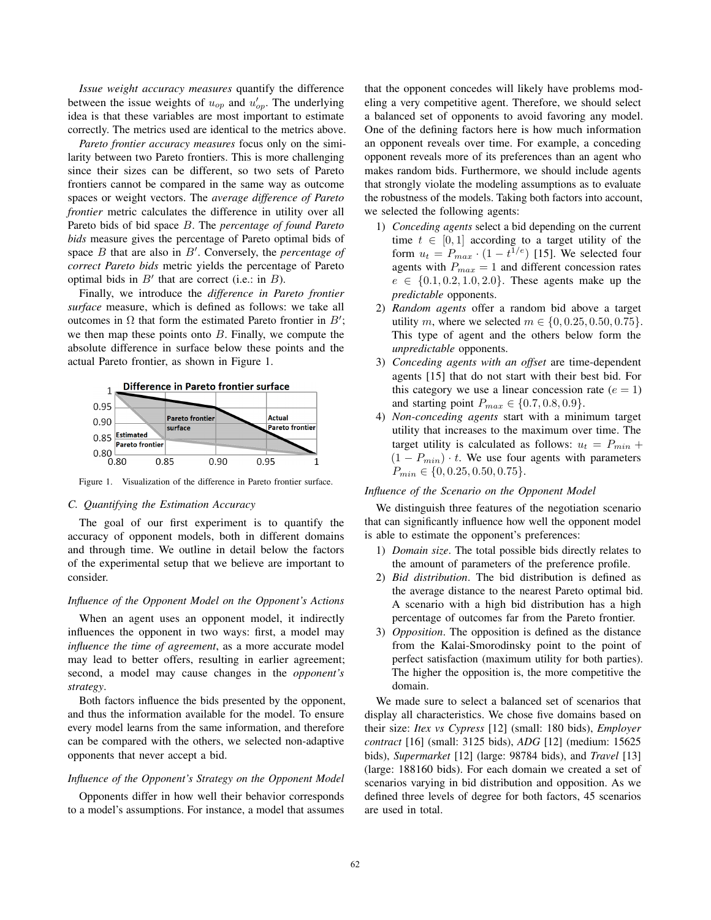*Issue weight accuracy measures* quantify the difference between the issue weights of $u_{op}$ and $u'_{op}$. The underlying idea is that these variables are most important to estimate correctly. The metrics used are identical to the metrics above.

*Pareto frontier accuracy measures* focus only on the similarity between two Pareto frontiers. This is more challenging since their sizes can be different, so two sets of Pareto frontiers cannot be compared in the same way as outcome spaces or weight vectors. The *average difference of Pareto frontier* metric calculates the difference in utility over all Pareto bids of bid space $B$. The *percentage of found Pareto bids* measure gives the percentage of Pareto optimal bids of space $B$ that are also in $B'$. Conversely, the *percentage of correct Pareto bids* metric yields the percentage of Pareto optimal bids in $B'$ that are correct (i.e.: in $B$).

Finally, we introduce the *difference in Pareto frontier surface* measure, which is defined as follows: we take all outcomes in $\Omega$ that form the estimated Pareto frontier in $B'$; we then map these points onto $B$. Finally, we compute the absolute difference in surface below these points and the actual Pareto frontier, as shown in Figure 1.

Difference in Pareto frontier surface

1
0.95
0.90
0.85
0.80
0.80
0.85
0.90
0.95
1
Estimated Pareto frontier
Pareto frontier surface
Actual Pareto frontier

Figure 1. Visualization of the difference in Pareto frontier surface.

### C. Quantifying the Estimation Accuracy

The goal of our first experiment is to quantify the accuracy of opponent models, both in different domains and through time. We outline in detail below the factors of the experimental setup that we believe are important to consider.

#### *Influence of the Opponent Model on the Opponent's Actions*

When an agent uses an opponent model, it indirectly influences the opponent in two ways: first, a model may *influence the time of agreement*, as a more accurate model may lead to better offers, resulting in earlier agreement; second, a model may cause changes in the *opponent's strategy*.

Both factors influence the bids presented by the opponent, and thus the information available for the model. To ensure every model learns from the same information, and therefore can be compared with the others, we selected non-adaptive opponents that never accept a bid.

#### *Influence of the Opponent's Strategy on the Opponent Model*

Opponents differ in how well their behavior corresponds to a model's assumptions. For instance, a model that assumes that the opponent concedes will likely have problems modeling a very competitive agent. Therefore, we should select a balanced set of opponents to avoid favoring any model. One of the defining factors here is how much information an opponent reveals over time. For example, a conceding opponent reveals more of its preferences than an agent who makes random bids. Furthermore, we should include agents that strongly violate the modeling assumptions as to evaluate the robustness of the models. Taking both factors into account, we selected the following agents:

1) *Conceding agents* select a bid depending on the current time $t \in [0, 1]$ according to a target utility of the form $u_t = P_{max} \cdot (1 - t^{1/e})$ [15]. We selected four agents with $P_{max} = 1$ and different concession rates $e \in \{0.1, 0.2, 1.0, 2.0\}$. These agents make up the *predictable* opponents.
2) *Random agents* offer a random bid above a target utility $m$, where we selected $m \in \{0, 0.25, 0.50, 0.75\}$. This type of agent and the others below form the *unpredictable* opponents.
3) *Conceding agents with an offset* are time-dependent agents [15] that do not start with their best bid. For this category we use a linear concession rate ($e = 1$) and starting point $P_{max} \in \{0.7, 0.8, 0.9\}$.
4) *Non-conceding agents* start with a minimum target utility that increases to the maximum over time. The target utility is calculated as follows: $u_t = P_{min} + (1 - P_{min}) \cdot t$. We use four agents with parameters $P_{min} \in \{0, 0.25, 0.50, 0.75\}$.

#### *Influence of the Scenario on the Opponent Model*

We distinguish three features of the negotiation scenario that can significantly influence how well the opponent model is able to estimate the opponent's preferences:

1) *Domain size*. The total possible bids directly relates to the amount of parameters of the preference profile.
2) *Bid distribution*. The bid distribution is defined as the average distance to the nearest Pareto optimal bid. A scenario with a high bid distribution has a high percentage of outcomes far from the Pareto frontier.
3) *Opposition*. The opposition is defined as the distance from the Kalai-Smorodinsky point to the point of perfect satisfaction (maximum utility for both parties). The higher the opposition is, the more competitive the domain.

We made sure to select a balanced set of scenarios that display all characteristics. We chose five domains based on their size: *Itex vs Cypress* [12] (small: 180 bids), *Employer contract* [16] (small: 3125 bids), *ADG* [12] (medium: 15625 bids), *Supermarket* [12] (large: 98784 bids), and *Travel* [13] (large: 188160 bids). For each domain we created a set of scenarios varying in bid distribution and opposition. As we defined three levels of degree for both factors, 45 scenarios are used in total.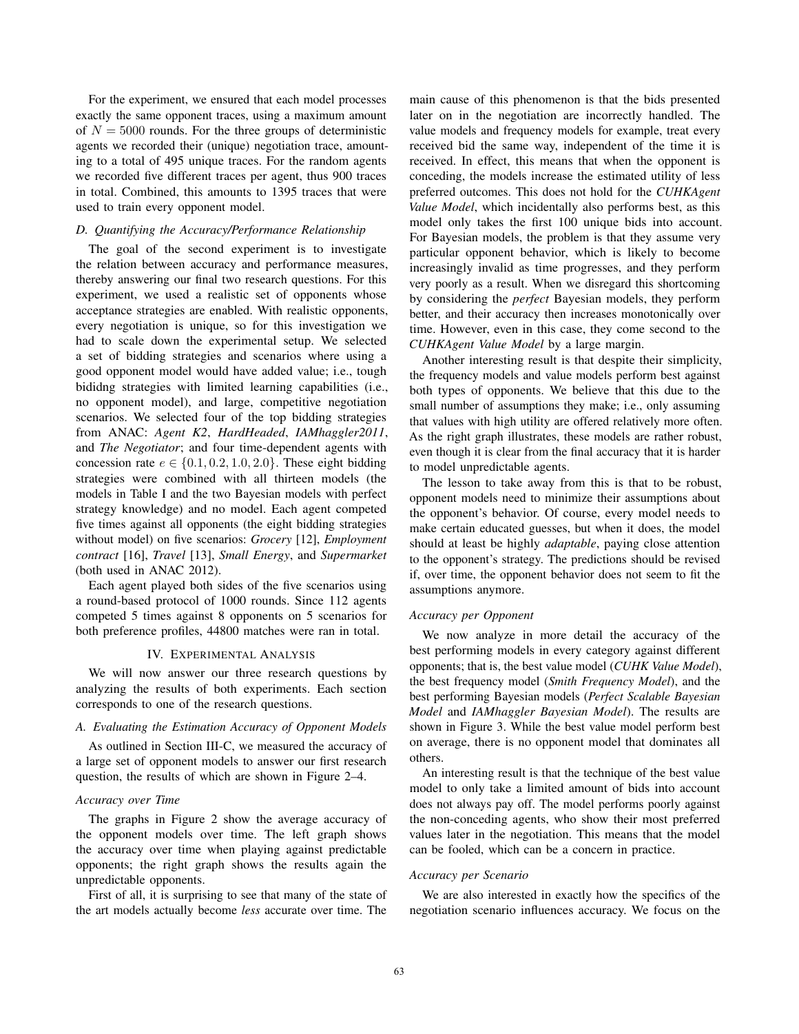For the experiment, we ensured that each model processes exactly the same opponent traces, using a maximum amount of $N = 5000$ rounds. For the three groups of deterministic agents we recorded their (unique) negotiation trace, amounting to a total of 495 unique traces. For the random agents we recorded five different traces per agent, thus 900 traces in total. Combined, this amounts to 1395 traces that were used to train every opponent model.

### *D. Quantifying the Accuracy/Performance Relationship*

The goal of the second experiment is to investigate the relation between accuracy and performance measures, thereby answering our final two research questions. For this experiment, we used a realistic set of opponents whose acceptance strategies are enabled. With realistic opponents, every negotiation is unique, so for this investigation we had to scale down the experimental setup. We selected a set of bidding strategies and scenarios where using a good opponent model would have added value; i.e., tough bididng strategies with limited learning capabilities (i.e., no opponent model), and large, competitive negotiation scenarios. We selected four of the top bidding strategies from ANAC: *Agent K2*, *HardHeaded*, *IAMhaggler2011*, and *The Negotiator*; and four time-dependent agents with concession rate $e \in \{0.1, 0.2, 1.0, 2.0\}$. These eight bidding strategies were combined with all thirteen models (the models in Table I and the two Bayesian models with perfect strategy knowledge) and no model. Each agent competed five times against all opponents (the eight bidding strategies without model) on five scenarios: *Grocery* [12], *Employment contract* [16], *Travel* [13], *Small Energy*, and *Supermarket* (both used in ANAC 2012).

Each agent played both sides of the five scenarios using a round-based protocol of 1000 rounds. Since 112 agents competed 5 times against 8 opponents on 5 scenarios for both preference profiles, 44800 matches were ran in total.

## IV. Experimental Analysis

We will now answer our three research questions by analyzing the results of both experiments. Each section corresponds to one of the research questions.

### *A. Evaluating the Estimation Accuracy of Opponent Models*

As outlined in Section III-C, we measured the accuracy of a large set of opponent models to answer our first research question, the results of which are shown in Figure 2–4.

#### *Accuracy over Time*

The graphs in Figure 2 show the average accuracy of the opponent models over time. The left graph shows the accuracy over time when playing against predictable opponents; the right graph shows the results again the unpredictable opponents.

First of all, it is surprising to see that many of the state of the art models actually become *less* accurate over time. The main cause of this phenomenon is that the bids presented later on in the negotiation are incorrectly handled. The value models and frequency models for example, treat every received bid the same way, independent of the time it is received. In effect, this means that when the opponent is conceding, the models increase the estimated utility of less preferred outcomes. This does not hold for the *CUHKAgent Value Model*, which incidentally also performs best, as this model only takes the first 100 unique bids into account. For Bayesian models, the problem is that they assume very particular opponent behavior, which is likely to become increasingly invalid as time progresses, and they perform very poorly as a result. When we disregard this shortcoming by considering the *perfect* Bayesian models, they perform better, and their accuracy then increases monotonically over time. However, even in this case, they come second to the *CUHKAgent Value Model* by a large margin.

Another interesting result is that despite their simplicity, the frequency models and value models perform best against both types of opponents. We believe that this due to the small number of assumptions they make; i.e., only assuming that values with high utility are offered relatively more often. As the right graph illustrates, these models are rather robust, even though it is clear from the final accuracy that it is harder to model unpredictable agents.

The lesson to take away from this is that to be robust, opponent models need to minimize their assumptions about the opponent's behavior. Of course, every model needs to make certain educated guesses, but when it does, the model should at least be highly *adaptable*, paying close attention to the opponent's strategy. The predictions should be revised if, over time, the opponent behavior does not seem to fit the assumptions anymore.

#### *Accuracy per Opponent*

We now analyze in more detail the accuracy of the best performing models in every category against different opponents; that is, the best value model (*CUHK Value Model*), the best frequency model (*Smith Frequency Model*), and the best performing Bayesian models (*Perfect Scalable Bayesian Model* and *IAMhaggler Bayesian Model*). The results are shown in Figure 3. While the best value model perform best on average, there is no opponent model that dominates all others.

An interesting result is that the technique of the best value model to only take a limited amount of bids into account does not always pay off. The model performs poorly against the non-conceding agents, who show their most preferred values later in the negotiation. This means that the model can be fooled, which can be a concern in practice.

#### *Accuracy per Scenario*

We are also interested in exactly how the specifics of the negotiation scenario influences accuracy. We focus on the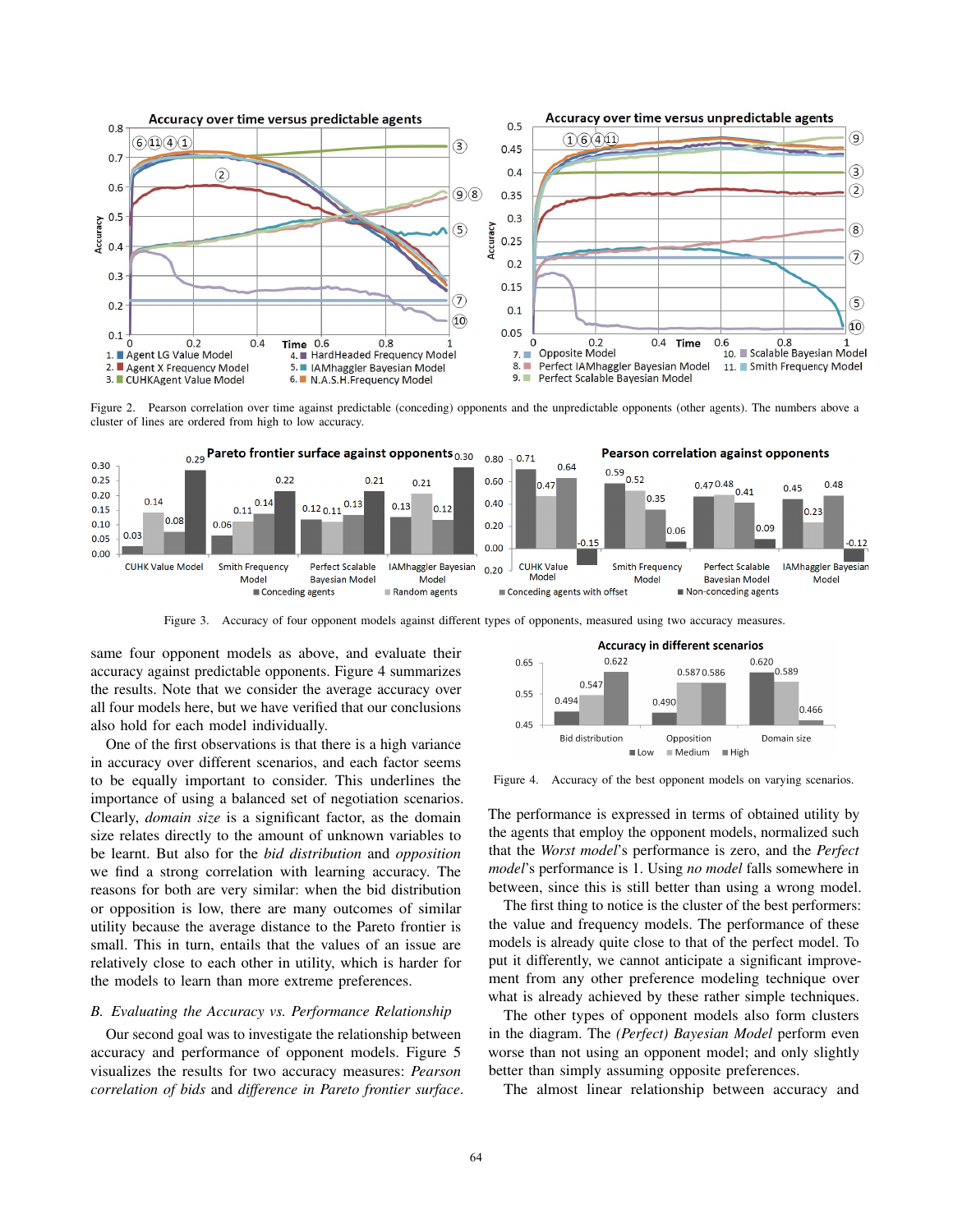Accuracy over time versus predictable agents

0.8
0.7
0.6
0.5
0.4
0.3
0.2
0.1

Accuracy

0 0.2 0.4 Time 0.6 0.8 1

6 11 4 1
2
3
9 8
5
7
10

1. Agent LG Value Model
2. Agent X Frequency Model
3. CUHKAgent Value Model
4. HardHeaded Frequency Model
5. IAMhaggler Bayesian Model
6. N.A.S.H.Frequency Model

Accuracy over time versus unpredictable agents

0.5
0.45
0.4
0.35
0.3
0.25
0.2
0.15
0.1
0.05

Accuracy

0 0.2 0.4 Time 0.6 0.8 1

1 6 4 11
9
3
2
8
7
5
10

7. Opposite Model
8. Perfect IAMhaggler Bayesian Model
9. Perfect Scalable Bayesian Model
10. Scalable Bayesian Model
11. Smith Frequency Model

Figure 2. Pearson correlation over time against predictable (conceding) opponents and the unpredictable opponents (other agents). The numbers above a cluster of lines are ordered from high to low accuracy.

Pareto frontier surface against opponents

0.30
0.25
0.20
0.15
0.10
0.05
0.00

0.03 0.14 0.08 0.29
0.06 0.11 0.14 0.22
0.12 0.11 0.13 0.21
0.13 0.21 0.12 0.30

CUHK Value Model
Smith Frequency Model
Perfect Scalable Bayesian Model
IAMhaggler Bayesian Model

Conceding agents
Random agents

Pearson correlation against opponents

0.80
0.60
0.40
0.20
0.00
0.20

0.71 0.47 0.64 -0.15
0.59 0.52 0.35 0.06
0.47 0.48 0.41 0.09
0.45 0.23 0.48 -0.12

CUHK Value Model
Smith Frequency Model
Perfect Scalable Bayesian Model
IAMhaggler Bayesian Model

Conceding agents with offset
Non-conceding agents

Figure 3. Accuracy of four opponent models against different types of opponents, measured using two accuracy measures.

same four opponent models as above, and evaluate their accuracy against predictable opponents. Figure 4 summarizes the results. Note that we consider the average accuracy over all four models here, but we have verified that our conclusions also hold for each model individually.

One of the first observations is that there is a high variance in accuracy over different scenarios, and each factor seems to be equally important to consider. This underlines the importance of using a balanced set of negotiation scenarios. Clearly, *domain size* is a significant factor, as the domain size relates directly to the amount of unknown variables to be learnt. But also for the *bid distribution* and *opposition* we find a strong correlation with learning accuracy. The reasons for both are very similar: when the bid distribution or opposition is low, there are many outcomes of similar utility because the average distance to the Pareto frontier is small. This in turn, entails that the values of an issue are relatively close to each other in utility, which is harder for the models to learn than more extreme preferences.

### B. Evaluating the Accuracy vs. Performance Relationship

Our second goal was to investigate the relationship between accuracy and performance of opponent models. Figure 5 visualizes the results for two accuracy measures: *Pearson correlation of bids* and *difference in Pareto frontier surface*.

Accuracy in different scenarios

0.65
0.55
0.45

0.494 0.547 0.622
0.490 0.587 0.586
0.620 0.589 0.466

Bid distribution
Opposition
Domain size

Low
Medium
High

Figure 4. Accuracy of the best opponent models on varying scenarios.

The performance is expressed in terms of obtained utility by the agents that employ the opponent models, normalized such that the *Worst model*'s performance is zero, and the *Perfect model*'s performance is 1. Using *no model* falls somewhere in between, since this is still better than using a wrong model.

The first thing to notice is the cluster of the best performers: the value and frequency models. The performance of these models is already quite close to that of the perfect model. To put it differently, we cannot anticipate a significant improvement from any other preference modeling technique over what is already achieved by these rather simple techniques.

The other types of opponent models also form clusters in the diagram. The *(Perfect) Bayesian Model* perform even worse than not using an opponent model; and only slightly better than simply assuming opposite preferences.

The almost linear relationship between accuracy and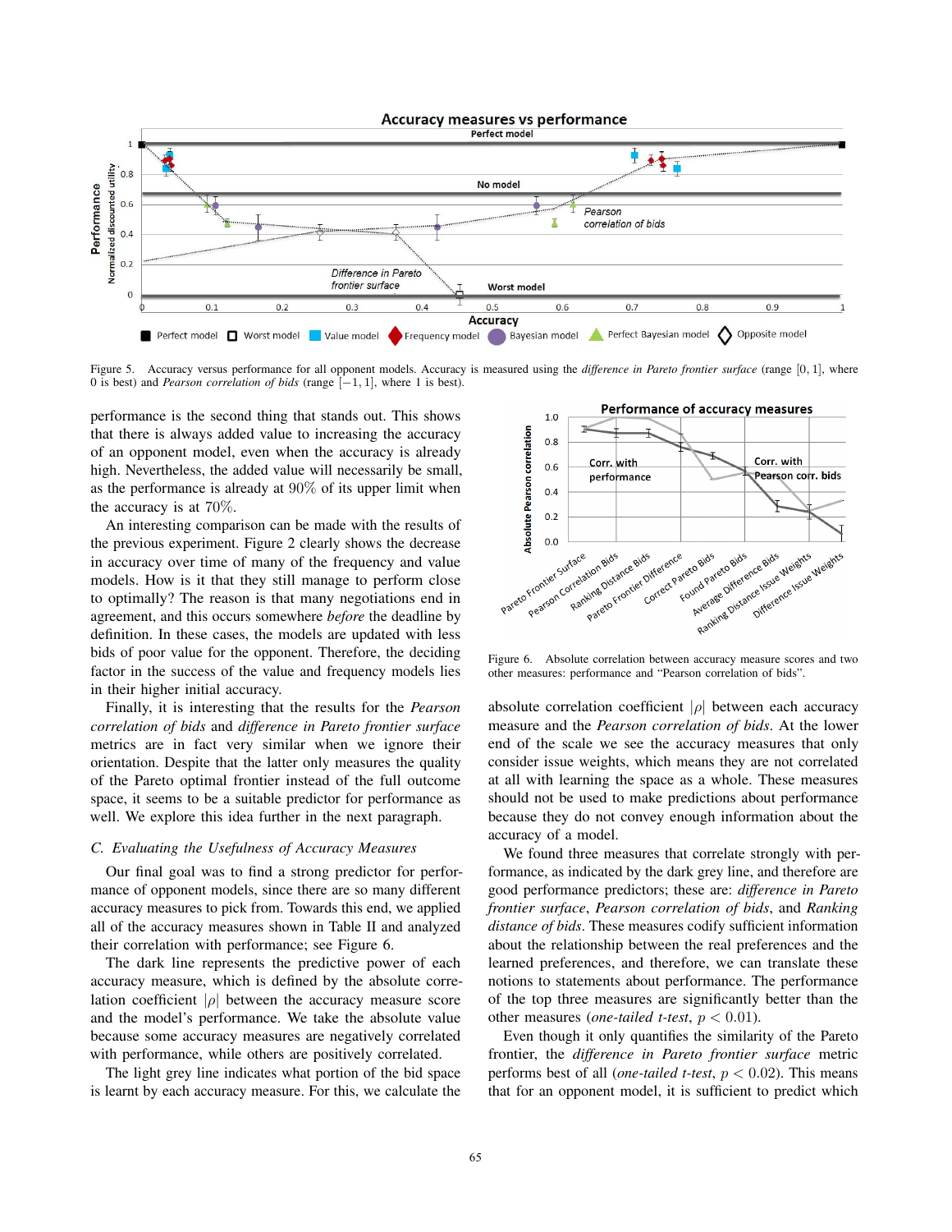Figure 5. Accuracy versus performance for all opponent models. Accuracy is measured using the *difference in Pareto frontier surface* (range $[0, 1]$, where 0 is best) and *Pearson correlation of bids* (range $[-1, 1]$, where 1 is best).

performance is the second thing that stands out. This shows that there is always added value to increasing the accuracy of an opponent model, even when the accuracy is already high. Nevertheless, the added value will necessarily be small, as the performance is already at 90% of its upper limit when the accuracy is at 70%.

An interesting comparison can be made with the results of the previous experiment. Figure 2 clearly shows the decrease in accuracy over time of many of the frequency and value models. How is it that they still manage to perform close to optimally? The reason is that many negotiations end in agreement, and this occurs somewhere *before* the deadline by definition. In these cases, the models are updated with less bids of poor value for the opponent. Therefore, the deciding factor in the success of the value and frequency models lies in their higher initial accuracy.

Finally, it is interesting that the results for the *Pearson correlation of bids* and *difference in Pareto frontier surface* metrics are in fact very similar when we ignore their orientation. Despite that the latter only measures the quality of the Pareto optimal frontier instead of the full outcome space, it seems to be a suitable predictor for performance as well. We explore this idea further in the next paragraph.

### C. Evaluating the Usefulness of Accuracy Measures

Our final goal was to find a strong predictor for performance of opponent models, since there are so many different accuracy measures to pick from. Towards this end, we applied all of the accuracy measures shown in Table II and analyzed their correlation with performance; see Figure 6.

The dark line represents the predictive power of each accuracy measure, which is defined by the absolute correlation coefficient $|\rho|$ between the accuracy measure score and the model's performance. We take the absolute value because some accuracy measures are negatively correlated with performance, while others are positively correlated.

The light grey line indicates what portion of the bid space is learnt by each accuracy measure. For this, we calculate the absolute correlation coefficient $|\rho|$ between each accuracy measure and the *Pearson correlation of bids*. At the lower end of the scale we see the accuracy measures that only consider issue weights, which means they are not correlated at all with learning the space as a whole. These measures should not be used to make predictions about performance because they do not convey enough information about the accuracy of a model.

Figure 6. Absolute correlation between accuracy measure scores and two other measures: performance and "Pearson correlation of bids".

We found three measures that correlate strongly with performance, as indicated by the dark grey line, and therefore are good performance predictors; these are: *difference in Pareto frontier surface*, *Pearson correlation of bids*, and *Ranking distance of bids*. These measures codify sufficient information about the relationship between the real preferences and the learned preferences, and therefore, we can translate these notions to statements about performance. The performance of the top three measures are significantly better than the other measures (*one-tailed t-test*, $p < 0.01$).

Even though it only quantifies the similarity of the Pareto frontier, the *difference in Pareto frontier surface* metric performs best of all (*one-tailed t-test*, $p < 0.02$). This means that for an opponent model, it is sufficient to predict which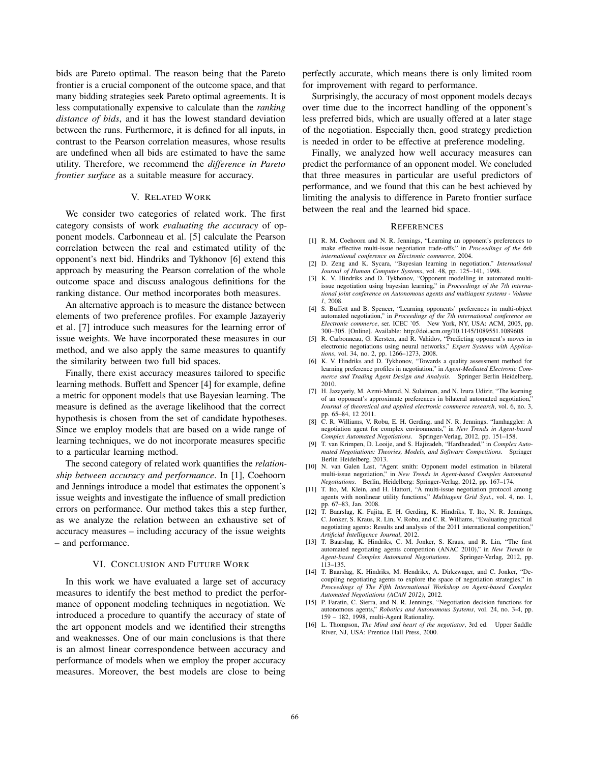bids are Pareto optimal. The reason being that the Pareto frontier is a crucial component of the outcome space, and that many bidding strategies seek Pareto optimal agreements. It is less computationally expensive to calculate than the *ranking distance of bids*, and it has the lowest standard deviation between the runs. Furthermore, it is defined for all inputs, in contrast to the Pearson correlation measures, whose results are undefined when all bids are estimated to have the same utility. Therefore, we recommend the *difference in Pareto frontier surface* as a suitable measure for accuracy.

## V. Related Work

We consider two categories of related work. The first category consists of work *evaluating the accuracy* of opponent models. Carbonneau et al. [5] calculate the Pearson correlation between the real and estimated utility of the opponent's next bid. Hindriks and Tykhonov [6] extend this approach by measuring the Pearson correlation of the whole outcome space and discuss analogous definitions for the ranking distance. Our method incorporates both measures.

An alternative approach is to measure the distance between elements of two preference profiles. For example Jazayeriy et al. [7] introduce such measures for the learning error of issue weights. We have incorporated these measures in our method, and we also apply the same measures to quantify the similarity between two full bid spaces.

Finally, there exist accuracy measures tailored to specific learning methods. Buffett and Spencer [4] for example, define a metric for opponent models that use Bayesian learning. The measure is defined as the average likelihood that the correct hypothesis is chosen from the set of candidate hypotheses. Since we employ models that are based on a wide range of learning techniques, we do not incorporate measures specific to a particular learning method.

The second category of related work quantifies the *relationship between accuracy and performance*. In [1], Coehoorn and Jennings introduce a model that estimates the opponent's issue weights and investigate the influence of small prediction errors on performance. Our method takes this a step further, as we analyze the relation between an exhaustive set of accuracy measures – including accuracy of the issue weights – and performance.

## VI. Conclusion and Future Work

In this work we have evaluated a large set of accuracy measures to identify the best method to predict the performance of opponent modeling techniques in negotiation. We introduced a procedure to quantify the accuracy of state of the art opponent models and we identified their strengths and weaknesses. One of our main conclusions is that there is an almost linear correspondence between accuracy and performance of models when we employ the proper accuracy measures. Moreover, the best models are close to being perfectly accurate, which means there is only limited room for improvement with regard to performance.

Surprisingly, the accuracy of most opponent models decays over time due to the incorrect handling of the opponent's less preferred bids, which are usually offered at a later stage of the negotiation. Especially then, good strategy prediction is needed in order to be effective at preference modeling.

Finally, we analyzed how well accuracy measures can predict the performance of an opponent model. We concluded that three measures in particular are useful predictors of performance, and we found that this can be best achieved by limiting the analysis to difference in Pareto frontier surface between the real and the learned bid space.

## References

[1] R. M. Coehoorn and N. R. Jennings, "Learning an opponent's preferences to make effective multi-issue negotiation trade-offs," in *Proceedings of the 6th international conference on Electronic commerce*, 2004.

[2] D. Zeng and K. Sycara, "Bayesian learning in negotiation," *International Journal of Human Computer Systems*, vol. 48, pp. 125–141, 1998.

[3] K. V. Hindriks and D. Tykhonov, "Opponent modelling in automated multi-issue negotiation using bayesian learning," in *Proceedings of the 7th international joint conference on Autonomous agents and multiagent systems - Volume 1*, 2008.

[4] S. Buffett and B. Spencer, "Learning opponents' preferences in multi-object automated negotiation," in *Proceedings of the 7th international conference on Electronic commerce*, ser. ICEC '05. New York, NY, USA: ACM, 2005, pp. 300–305. [Online]. Available: http://doi.acm.org/10.1145/1089551.1089608

[5] R. Carbonneau, G. Kersten, and R. Vahidov, "Predicting opponent's moves in electronic negotiations using neural networks," *Expert Systems with Applications*, vol. 34, no. 2, pp. 1266–1273, 2008.

[6] K. V. Hindriks and D. Tykhonov, "Towards a quality assessment method for learning preference profiles in negotiation," in *Agent-Mediated Electronic Commerce and Trading Agent Design and Analysis*. Springer Berlin Heidelberg, 2010.

[7] H. Jazayeriy, M. Azmi-Murad, N. Sulaiman, and N. Izura Udizir, "The learning of an opponent's approximate preferences in bilateral automated negotiation," *Journal of theoretical and applied electronic commerce research*, vol. 6, no. 3, pp. 65–84, 12 2011.

[8] C. R. Williams, V. Robu, E. H. Gerding, and N. R. Jennings, "Iamhaggler: A negotiation agent for complex environments," in *New Trends in Agent-based Complex Automated Negotiations*. Springer-Verlag, 2012, pp. 151–158.

[9] T. van Krimpen, D. Looije, and S. Hajizadeh, "Hardheaded," in *Complex Automated Negotiations: Theories, Models, and Software Competitions*. Springer Berlin Heidelberg, 2013.

[10] N. van Galen Last, "Agent smith: Opponent model estimation in bilateral multi-issue negotiation," in *New Trends in Agent-based Complex Automated Negotiations*. Berlin, Heidelberg: Springer-Verlag, 2012, pp. 167–174.

[11] T. Ito, M. Klein, and H. Hattori, "A multi-issue negotiation protocol among agents with nonlinear utility functions," *Multiagent Grid Syst.*, vol. 4, no. 1, pp. 67–83, Jan. 2008.

[12] T. Baarslag, K. Fujita, E. H. Gerding, K. Hindriks, T. Ito, N. R. Jennings, C. Jonker, S. Kraus, R. Lin, V. Robu, and C. R. Williams, "Evaluating practical negotiating agents: Results and analysis of the 2011 international competition," *Artificial Intelligence Journal*, 2012.

[13] T. Baarslag, K. Hindriks, C. M. Jonker, S. Kraus, and R. Lin, "The first automated negotiating agents competition (ANAC 2010)," in *New Trends in Agent-based Complex Automated Negotiations*. Springer-Verlag, 2012, pp. 113–135.

[14] T. Baarslag, K. Hindriks, M. Hendrikx, A. Dirkzwager, and C. Jonker, "Decoupling negotiating agents to explore the space of negotiation strategies," in *Proceedings of The Fifth International Workshop on Agent-based Complex Automated Negotiations (ACAN 2012)*, 2012.

[15] P. Faratin, C. Sierra, and N. R. Jennings, "Negotiation decision functions for autonomous agents," *Robotics and Autonomous Systems*, vol. 24, no. 3-4, pp. 159 – 182, 1998, multi-Agent Rationality.

[16] L. Thompson, *The Mind and heart of the negotiator*, 3rd ed. Upper Saddle River, NJ, USA: Prentice Hall Press, 2000.